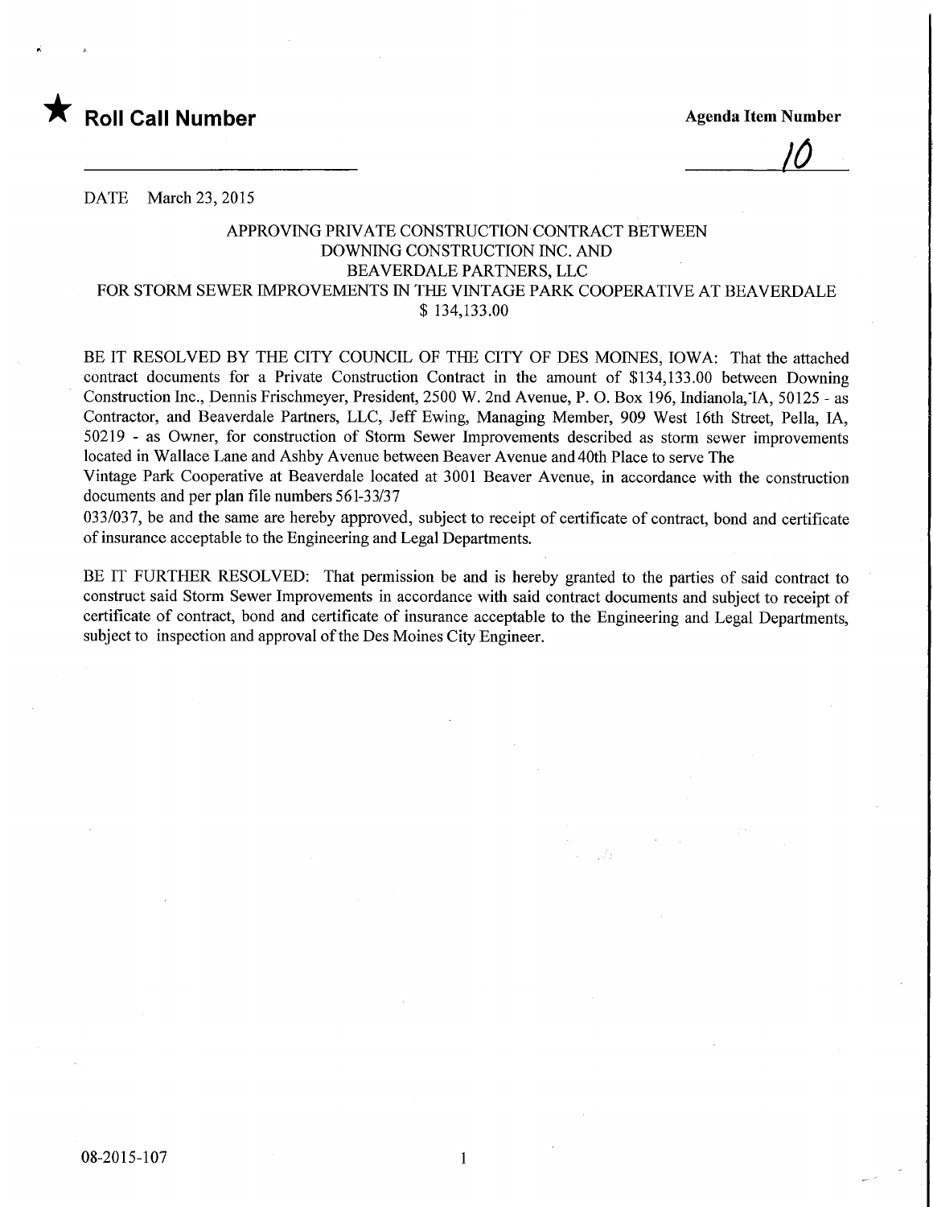★ **Roll Call Number**

**Agenda Item Number**

10

DATE March 23, 2015

APPROVING PRIVATE CONSTRUCTION CONTRACT BETWEEN
DOWNING CONSTRUCTION INC. AND
BEAVERDALE PARTNERS, LLC
FOR STORM SEWER IMPROVEMENTS IN THE VINTAGE PARK COOPERATIVE AT BEAVERDALE
$ 134,133.00

BE IT RESOLVED BY THE CITY COUNCIL OF THE CITY OF DES MOINES, IOWA: That the attached contract documents for a Private Construction Contract in the amount of $134,133.00 between Downing Construction Inc., Dennis Frischmeyer, President, 2500 W. 2nd Avenue, P. O. Box 196, Indianola, IA, 50125 - as Contractor, and Beaverdale Partners, LLC, Jeff Ewing, Managing Member, 909 West 16th Street, Pella, IA, 50219 - as Owner, for construction of Storm Sewer Improvements described as storm sewer improvements located in Wallace Lane and Ashby Avenue between Beaver Avenue and 40th Place to serve The Vintage Park Cooperative at Beaverdale located at 3001 Beaver Avenue, in accordance with the construction documents and per plan file numbers 561-33/37 033/037, be and the same are hereby approved, subject to receipt of certificate of contract, bond and certificate of insurance acceptable to the Engineering and Legal Departments.

BE IT FURTHER RESOLVED: That permission be and is hereby granted to the parties of said contract to construct said Storm Sewer Improvements in accordance with said contract documents and subject to receipt of certificate of contract, bond and certificate of insurance acceptable to the Engineering and Legal Departments, subject to inspection and approval of the Des Moines City Engineer.

08-2015-107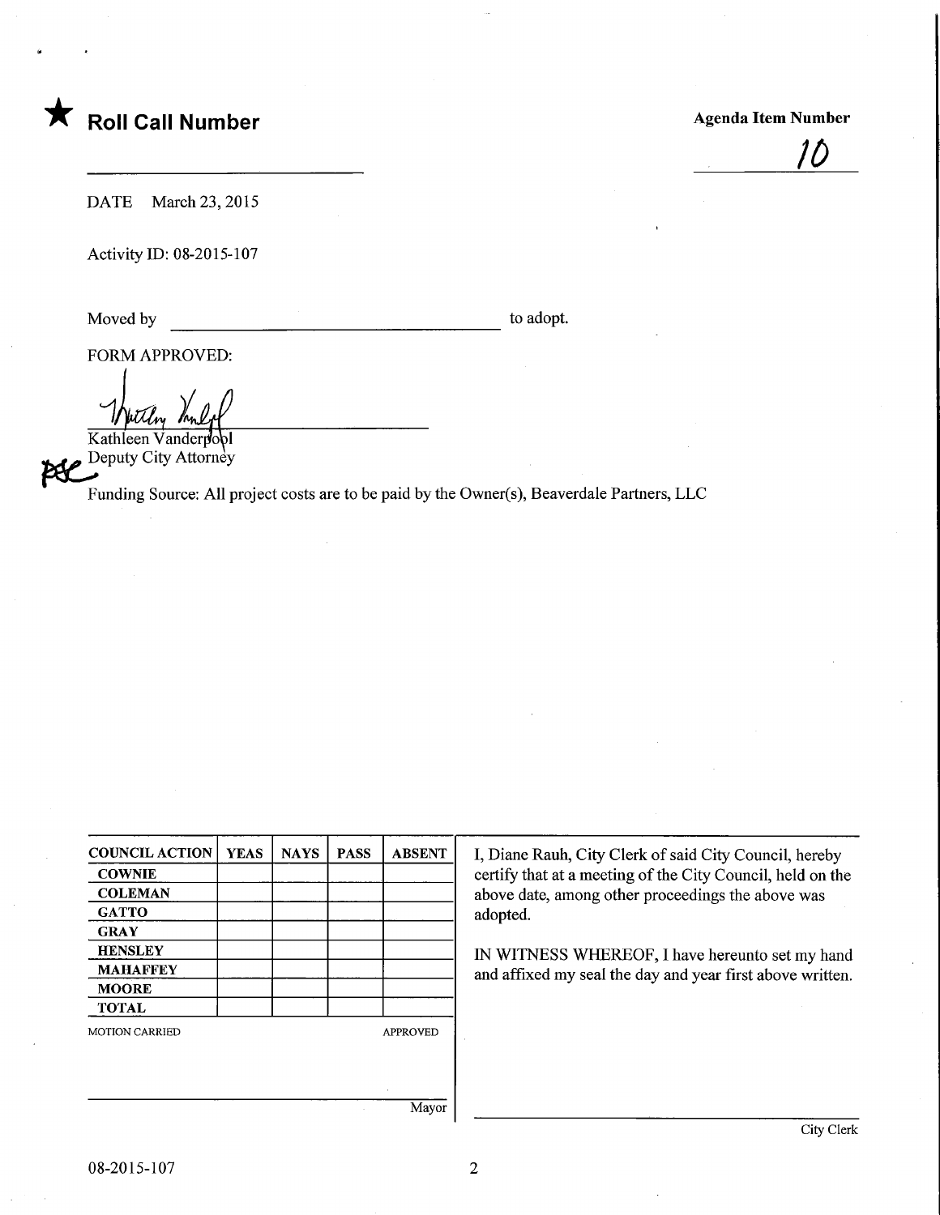★ **Roll Call Number**

**Agenda Item Number**

10

DATE March 23, 2015

Activity ID: 08-2015-107

Moved by ______________________ to adopt.

FORM APPROVED:

Kathleen Vanderpool
Deputy City Attorney

Funding Source: All project costs are to be paid by the Owner(s), Beaverdale Partners, LLC

| COUNCIL ACTION | YEAS | NAYS | PASS | ABSENT |
|---|---|---|---|---|
| COWNIE | | | | |
| COLEMAN | | | | |
| GATTO | | | | |
| GRAY | | | | |
| HENSLEY | | | | |
| MAHAFFEY | | | | |
| MOORE | | | | |
| TOTAL | | | | |

MOTION CARRIED APPROVED

______________________ Mayor

I, Diane Rauh, City Clerk of said City Council, hereby certify that at a meeting of the City Council, held on the above date, among other proceedings the above was adopted.

IN WITNESS WHEREOF, I have hereunto set my hand and affixed my seal the day and year first above written.

______________________ City Clerk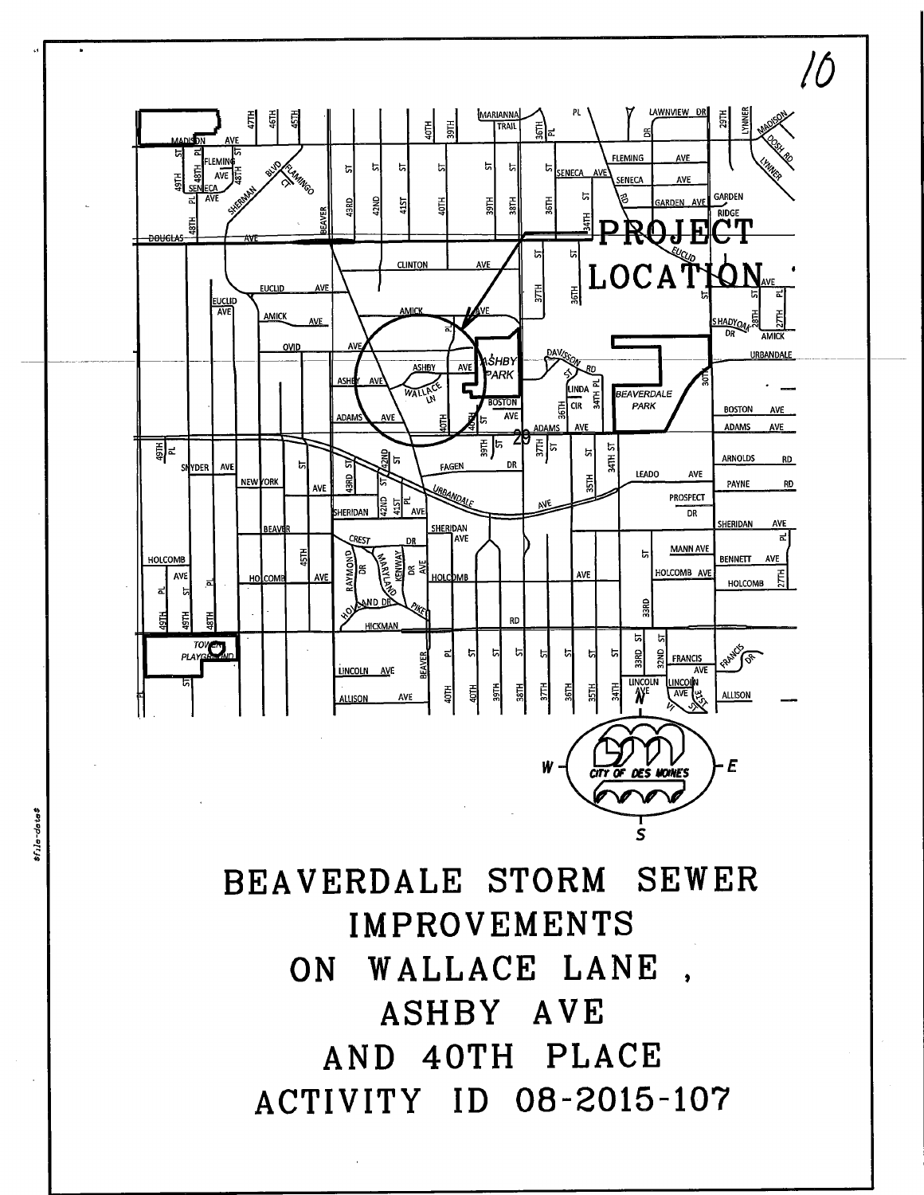PROJECT LOCATION

# BEAVERDALE STORM SEWER IMPROVEMENTS ON WALLACE LANE , ASHBY AVE AND 40TH PLACE ACTIVITY ID 08-2015-107